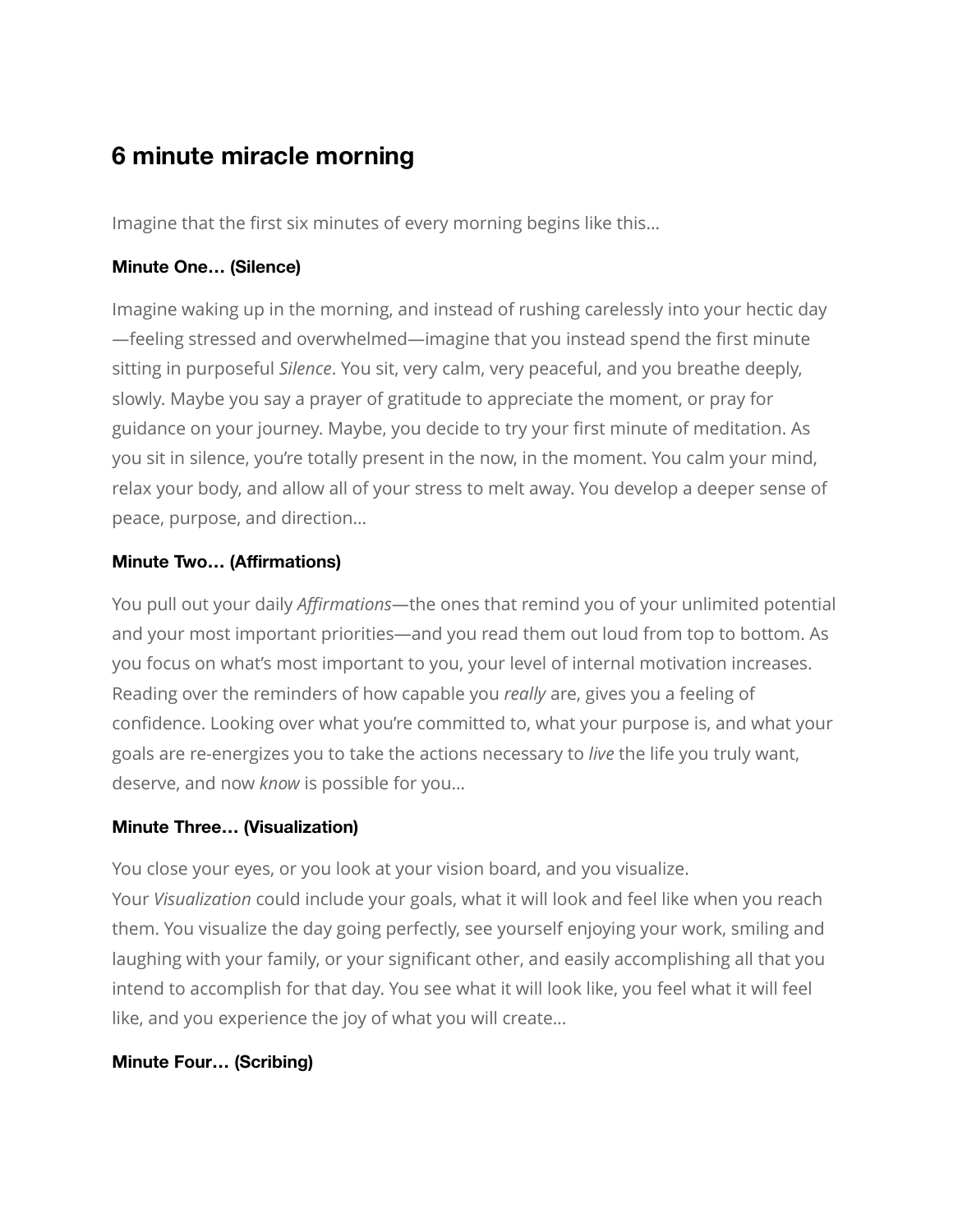## 6 minute miracle morning

Imagine that the first six minutes of every morning begins like this…

### Minute One… (Silence)

Imagine waking up in the morning, and instead of rushing carelessly into your hectic day—feeling stressed and overwhelmed—imagine that you instead spend the first minute sitting in purposeful *Silence*. You sit, very calm, very peaceful, and you breathe deeply, slowly. Maybe you say a prayer of gratitude to appreciate the moment, or pray for guidance on your journey. Maybe, you decide to try your first minute of meditation. As you sit in silence, you're totally present in the now, in the moment. You calm your mind, relax your body, and allow all of your stress to melt away. You develop a deeper sense of peace, purpose, and direction…

### Minute Two… (Affirmations)

You pull out your daily *Affirmations*—the ones that remind you of your unlimited potential and your most important priorities—and you read them out loud from top to bottom. As you focus on what's most important to you, your level of internal motivation increases. Reading over the reminders of how capable you *really* are, gives you a feeling of confidence. Looking over what you're committed to, what your purpose is, and what your goals are re-energizes you to take the actions necessary to *live* the life you truly want, deserve, and now *know* is possible for you…

### Minute Three… (Visualization)

You close your eyes, or you look at your vision board, and you visualize.
Your *Visualization* could include your goals, what it will look and feel like when you reach them. You visualize the day going perfectly, see yourself enjoying your work, smiling and laughing with your family, or your significant other, and easily accomplishing all that you intend to accomplish for that day. You see what it will look like, you feel what it will feel like, and you experience the joy of what you will create…

### Minute Four… (Scribing)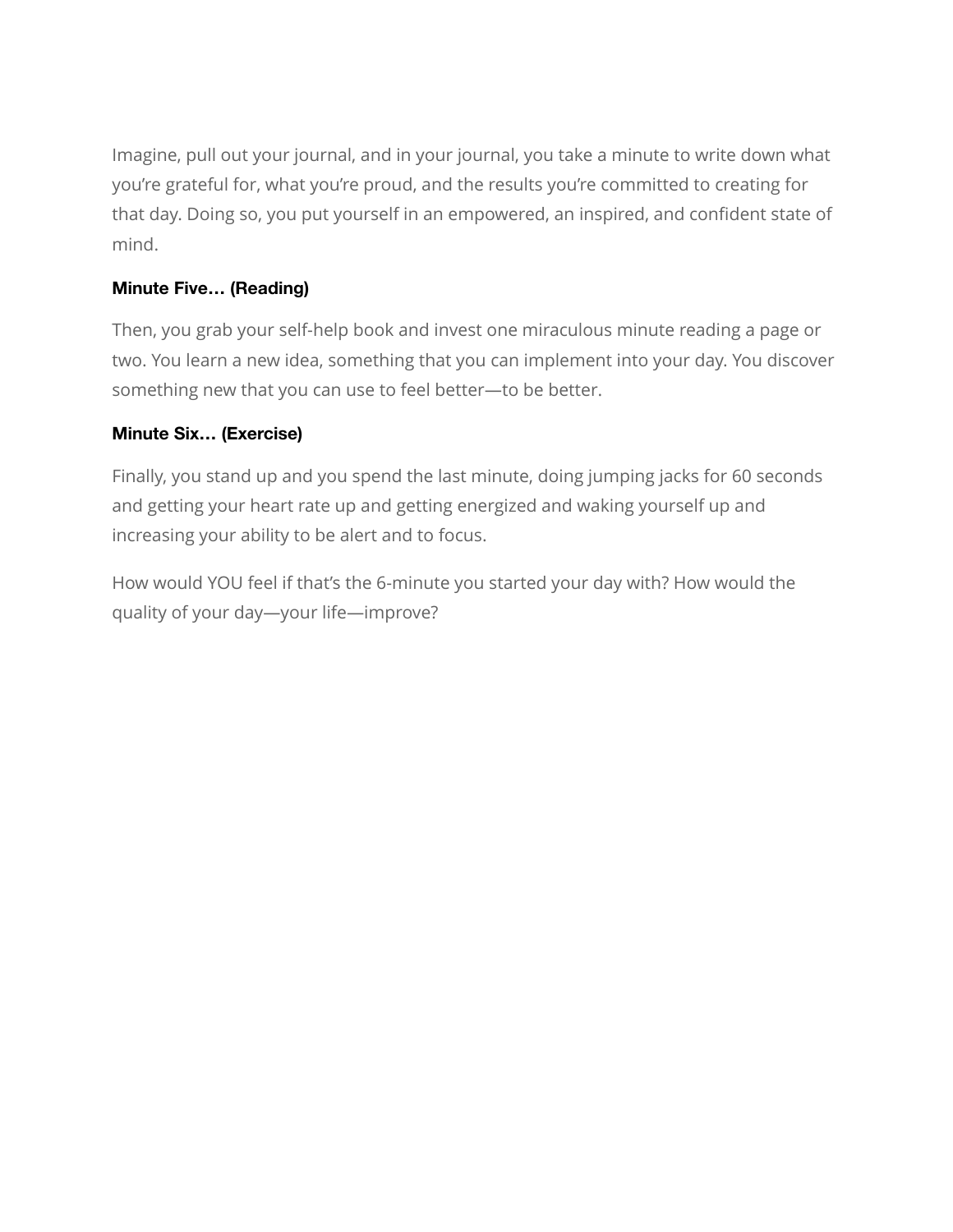Imagine, pull out your journal, and in your journal, you take a minute to write down what you're grateful for, what you're proud, and the results you're committed to creating for that day. Doing so, you put yourself in an empowered, an inspired, and confident state of mind.

**Minute Five… (Reading)**

Then, you grab your self-help book and invest one miraculous minute reading a page or two. You learn a new idea, something that you can implement into your day. You discover something new that you can use to feel better—to be better.

**Minute Six… (Exercise)**

Finally, you stand up and you spend the last minute, doing jumping jacks for 60 seconds and getting your heart rate up and getting energized and waking yourself up and increasing your ability to be alert and to focus.

How would YOU feel if that's the 6-minute you started your day with? How would the quality of your day—your life—improve?